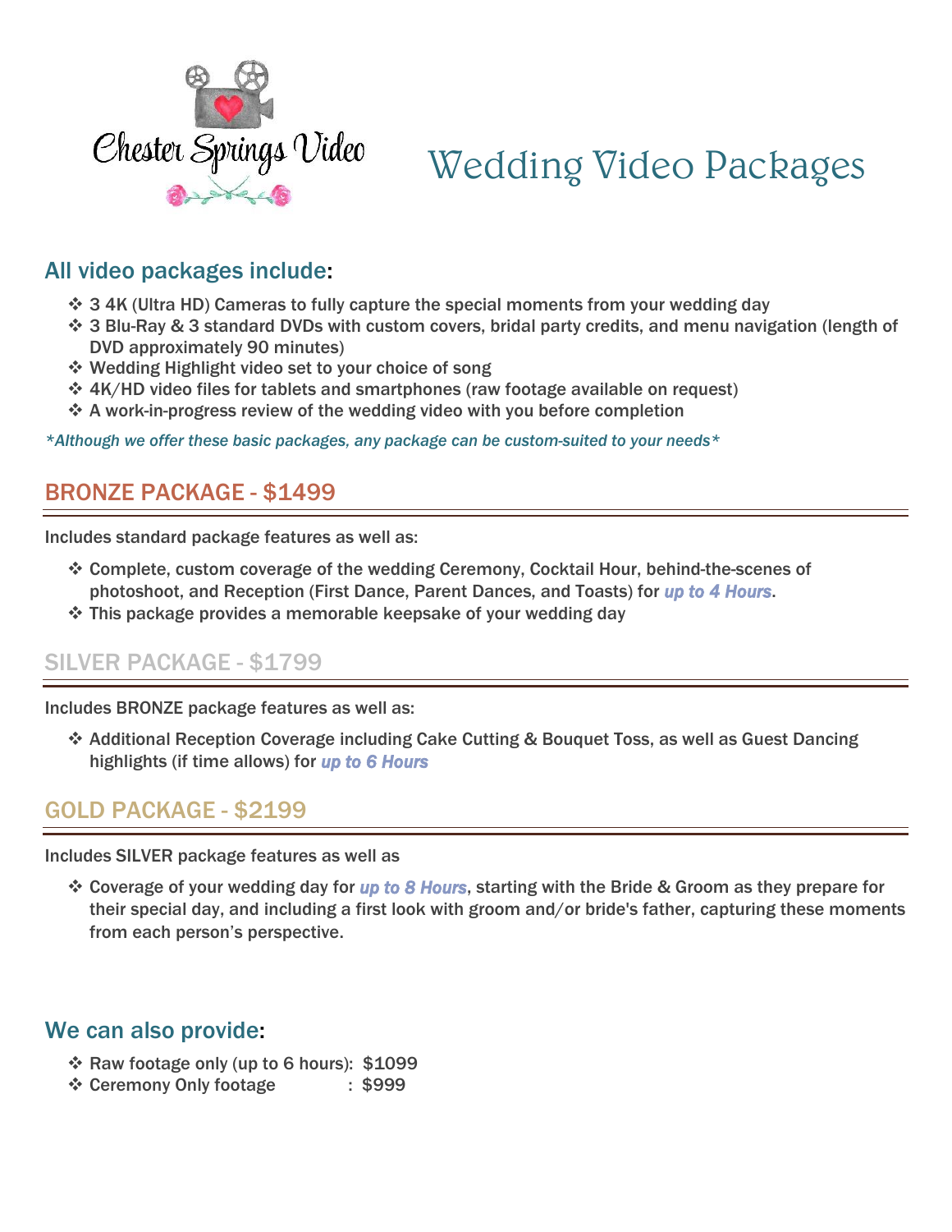Chester Springs Video

# Wedding Video Packages

## All video packages include:

- 3 4K (Ultra HD) Cameras to fully capture the special moments from your wedding day
- 3 Blu-Ray & 3 standard DVDs with custom covers, bridal party credits, and menu navigation (length of DVD approximately 90 minutes)
- Wedding Highlight video set to your choice of song
- 4K/HD video files for tablets and smartphones (raw footage available on request)
- A work-in-progress review of the wedding video with you before completion

*\*Although we offer these basic packages, any package can be custom-suited to your needs\**

## BRONZE PACKAGE - $1499

Includes standard package features as well as:

- Complete, custom coverage of the wedding Ceremony, Cocktail Hour, behind-the-scenes of photoshoot, and Reception (First Dance, Parent Dances, and Toasts) for ***up to 4 Hours***.
- This package provides a memorable keepsake of your wedding day

## SILVER PACKAGE - $1799

Includes BRONZE package features as well as:

- Additional Reception Coverage including Cake Cutting & Bouquet Toss, as well as Guest Dancing highlights (if time allows) for ***up to 6 Hours***

## GOLD PACKAGE - $2199

Includes SILVER package features as well as

- Coverage of your wedding day for ***up to 8 Hours***, starting with the Bride & Groom as they prepare for their special day, and including a first look with groom and/or bride's father, capturing these moments from each person's perspective.

## We can also provide:

- Raw footage only (up to 6 hours): $1099
- Ceremony Only footage : $999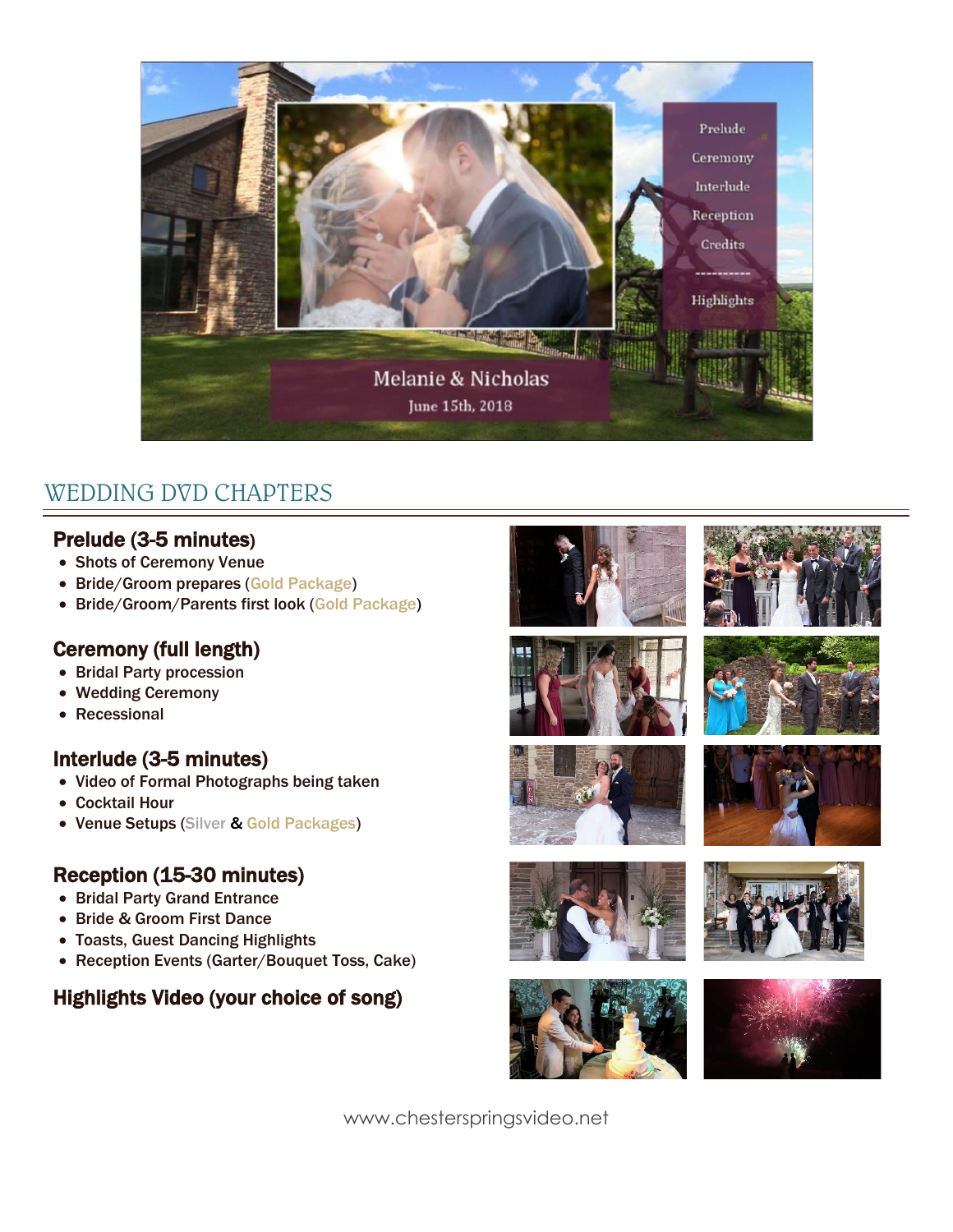## WEDDING DVD CHAPTERS

### Prelude (3-5 minutes)

- Shots of Ceremony Venue
- Bride/Groom prepares (Gold Package)
- Bride/Groom/Parents first look (Gold Package)

### Ceremony (full length)

- Bridal Party procession
- Wedding Ceremony
- Recessional

### Interlude (3-5 minutes)

- Video of Formal Photographs being taken
- Cocktail Hour
- Venue Setups (Silver & Gold Packages)

### Reception (15-30 minutes)

- Bridal Party Grand Entrance
- Bride & Groom First Dance
- Toasts, Guest Dancing Highlights
- Reception Events (Garter/Bouquet Toss, Cake)

### Highlights Video (your choice of song)

www.chesterspringsvideo.net